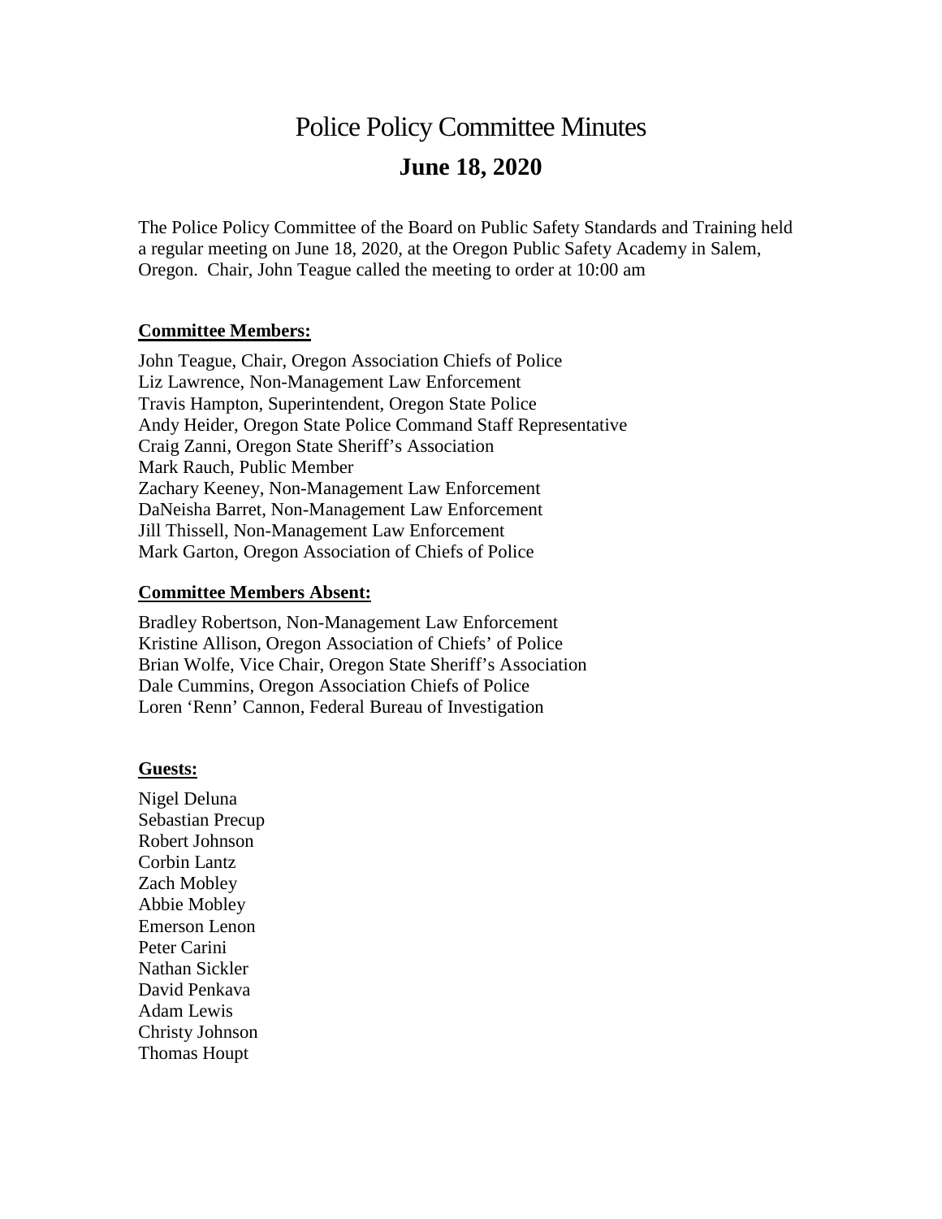# Police Policy Committee Minutes

## June 18, 2020

The Police Policy Committee of the Board on Public Safety Standards and Training held a regular meeting on June 18, 2020, at the Oregon Public Safety Academy in Salem, Oregon. Chair, John Teague called the meeting to order at 10:00 am

**Committee Members:**

John Teague, Chair, Oregon Association Chiefs of Police
Liz Lawrence, Non-Management Law Enforcement
Travis Hampton, Superintendent, Oregon State Police
Andy Heider, Oregon State Police Command Staff Representative
Craig Zanni, Oregon State Sheriff's Association
Mark Rauch, Public Member
Zachary Keeney, Non-Management Law Enforcement
DaNeisha Barret, Non-Management Law Enforcement
Jill Thissell, Non-Management Law Enforcement
Mark Garton, Oregon Association of Chiefs of Police

**Committee Members Absent:**

Bradley Robertson, Non-Management Law Enforcement
Kristine Allison, Oregon Association of Chiefs' of Police
Brian Wolfe, Vice Chair, Oregon State Sheriff's Association
Dale Cummins, Oregon Association Chiefs of Police
Loren 'Renn' Cannon, Federal Bureau of Investigation

**Guests:**

Nigel Deluna
Sebastian Precup
Robert Johnson
Corbin Lantz
Zach Mobley
Abbie Mobley
Emerson Lenon
Peter Carini
Nathan Sickler
David Penkava
Adam Lewis
Christy Johnson
Thomas Houpt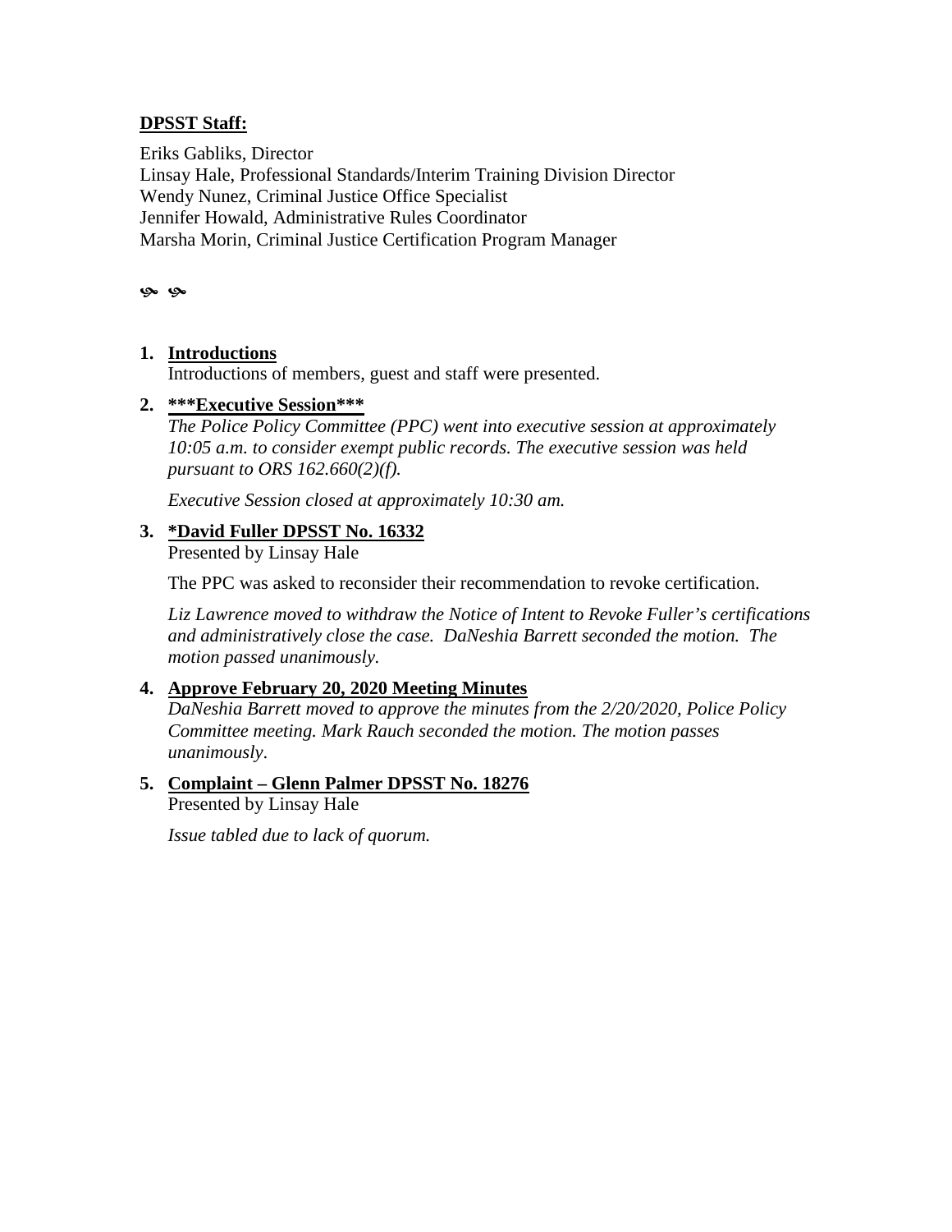**DPSST Staff:**

Eriks Gabliks, Director
Linsay Hale, Professional Standards/Interim Training Division Director
Wendy Nunez, Criminal Justice Office Specialist
Jennifer Howald, Administrative Rules Coordinator
Marsha Morin, Criminal Justice Certification Program Manager

ര ര

1. **Introductions**
   Introductions of members, guest and staff were presented.

2. **\*\*\*Executive Session\*\*\***
   *The Police Policy Committee (PPC) went into executive session at approximately 10:05 a.m. to consider exempt public records. The executive session was held pursuant to ORS 162.660(2)(f).*

   *Executive Session closed at approximately 10:30 am.*

3. **\*David Fuller DPSST No. 16332**
   Presented by Linsay Hale

   The PPC was asked to reconsider their recommendation to revoke certification.

   *Liz Lawrence moved to withdraw the Notice of Intent to Revoke Fuller's certifications and administratively close the case. DaNeshia Barrett seconded the motion. The motion passed unanimously.*

4. **Approve February 20, 2020 Meeting Minutes**
   *DaNeshia Barrett moved to approve the minutes from the 2/20/2020, Police Policy Committee meeting. Mark Rauch seconded the motion. The motion passes unanimously.*

5. **Complaint – Glenn Palmer DPSST No. 18276**
   Presented by Linsay Hale

   *Issue tabled due to lack of quorum.*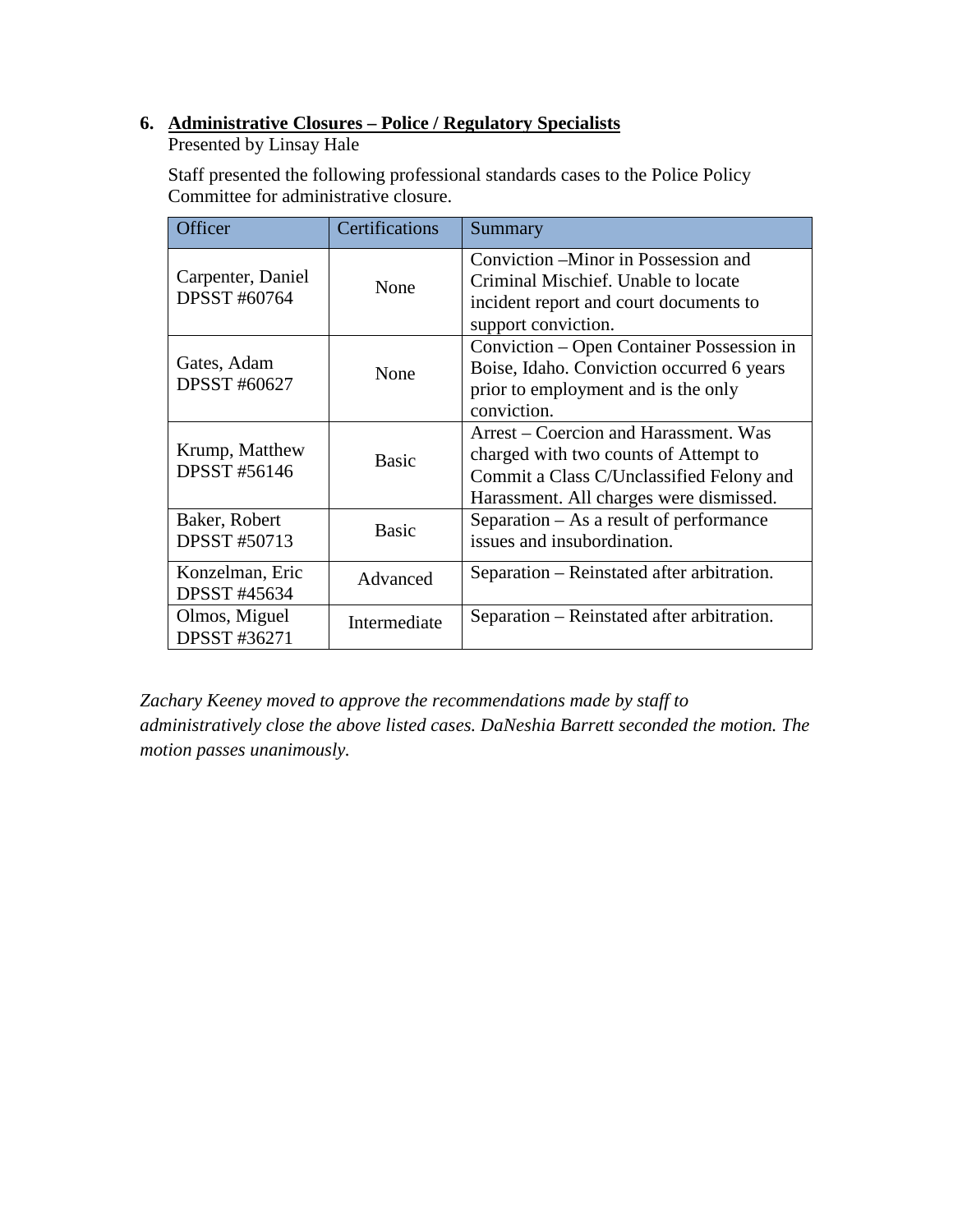6. **Administrative Closures – Police / Regulatory Specialists**
   Presented by Linsay Hale

   Staff presented the following professional standards cases to the Police Policy Committee for administrative closure.

| Officer | Certifications | Summary |
|---|---|---|
| Carpenter, Daniel DPSST #60764 | None | Conviction –Minor in Possession and Criminal Mischief. Unable to locate incident report and court documents to support conviction. |
| Gates, Adam DPSST #60627 | None | Conviction – Open Container Possession in Boise, Idaho. Conviction occurred 6 years prior to employment and is the only conviction. |
| Krump, Matthew DPSST #56146 | Basic | Arrest – Coercion and Harassment. Was charged with two counts of Attempt to Commit a Class C/Unclassified Felony and Harassment. All charges were dismissed. |
| Baker, Robert DPSST #50713 | Basic | Separation – As a result of performance issues and insubordination. |
| Konzelman, Eric DPSST #45634 | Advanced | Separation – Reinstated after arbitration. |
| Olmos, Miguel DPSST #36271 | Intermediate | Separation – Reinstated after arbitration. |

*Zachary Keeney moved to approve the recommendations made by staff to administratively close the above listed cases. DaNeshia Barrett seconded the motion. The motion passes unanimously.*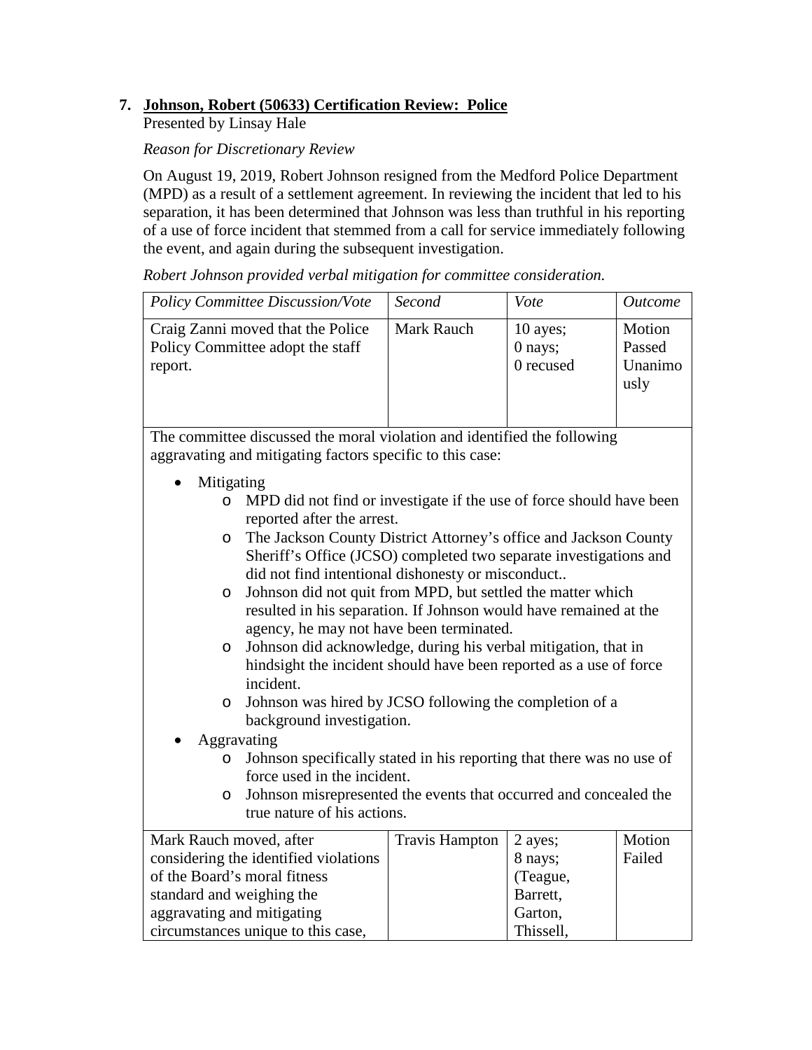7. **Johnson, Robert (50633) Certification Review: Police**
Presented by Linsay Hale

*Reason for Discretionary Review*

On August 19, 2019, Robert Johnson resigned from the Medford Police Department (MPD) as a result of a settlement agreement. In reviewing the incident that led to his separation, it has been determined that Johnson was less than truthful in his reporting of a use of force incident that stemmed from a call for service immediately following the event, and again during the subsequent investigation.

*Robert Johnson provided verbal mitigation for committee consideration.*

| *Policy Committee Discussion/Vote* | *Second* | *Vote* | *Outcome* |
|---|---|---|---|
| Craig Zanni moved that the Police Policy Committee adopt the staff report. | Mark Rauch | 10 ayes; 0 nays; 0 recused | Motion Passed Unanimously |
| The committee discussed the moral violation and identified the following aggravating and mitigating factors specific to this case:<br>• Mitigating<br>o MPD did not find or investigate if the use of force should have been reported after the arrest.<br>o The Jackson County District Attorney's office and Jackson County Sheriff's Office (JCSO) completed two separate investigations and did not find intentional dishonesty or misconduct..<br>o Johnson did not quit from MPD, but settled the matter which resulted in his separation. If Johnson would have remained at the agency, he may not have been terminated.<br>o Johnson did acknowledge, during his verbal mitigation, that in hindsight the incident should have been reported as a use of force incident.<br>o Johnson was hired by JCSO following the completion of a background investigation.<br>• Aggravating<br>o Johnson specifically stated in his reporting that there was no use of force used in the incident.<br>o Johnson misrepresented the events that occurred and concealed the true nature of his actions. | | | |
| Mark Rauch moved, after considering the identified violations of the Board's moral fitness standard and weighing the aggravating and mitigating circumstances unique to this case, | Travis Hampton | 2 ayes; 8 nays; (Teague, Barrett, Garton, Thissell, | Motion Failed |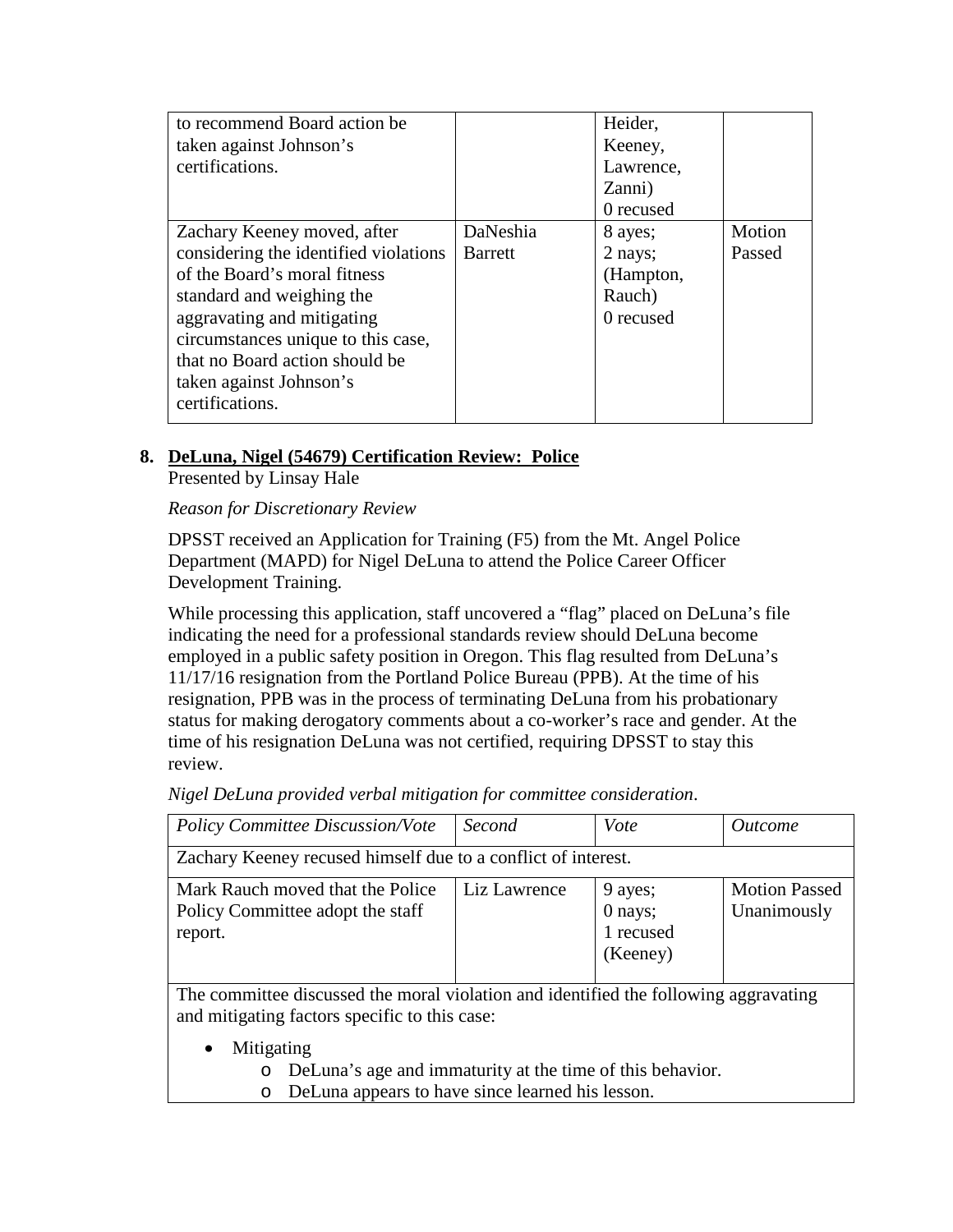| | | | |
|---|---|---|---|
| to recommend Board action be taken against Johnson's certifications. | | Heider, Keeney, Lawrence, Zanni) 0 recused | |
| Zachary Keeney moved, after considering the identified violations of the Board's moral fitness standard and weighing the aggravating and mitigating circumstances unique to this case, that no Board action should be taken against Johnson's certifications. | DaNeshia Barrett | 8 ayes; 2 nays; (Hampton, Rauch) 0 recused | Motion Passed |

**8. DeLuna, Nigel (54679) Certification Review: Police**

Presented by Linsay Hale

*Reason for Discretionary Review*

DPSST received an Application for Training (F5) from the Mt. Angel Police Department (MAPD) for Nigel DeLuna to attend the Police Career Officer Development Training.

While processing this application, staff uncovered a "flag" placed on DeLuna's file indicating the need for a professional standards review should DeLuna become employed in a public safety position in Oregon. This flag resulted from DeLuna's 11/17/16 resignation from the Portland Police Bureau (PPB). At the time of his resignation, PPB was in the process of terminating DeLuna from his probationary status for making derogatory comments about a co-worker's race and gender. At the time of his resignation DeLuna was not certified, requiring DPSST to stay this review.

*Nigel DeLuna provided verbal mitigation for committee consideration*.

| *Policy Committee Discussion/Vote* | *Second* | *Vote* | *Outcome* |
|---|---|---|---|
| Zachary Keeney recused himself due to a conflict of interest. | | | |
| Mark Rauch moved that the Police Policy Committee adopt the staff report. | Liz Lawrence | 9 ayes; 0 nays; 1 recused (Keeney) | Motion Passed Unanimously |
| The committee discussed the moral violation and identified the following aggravating and mitigating factors specific to this case:<br>• Mitigating<br>  o DeLuna's age and immaturity at the time of this behavior.<br>  o DeLuna appears to have since learned his lesson. | | | |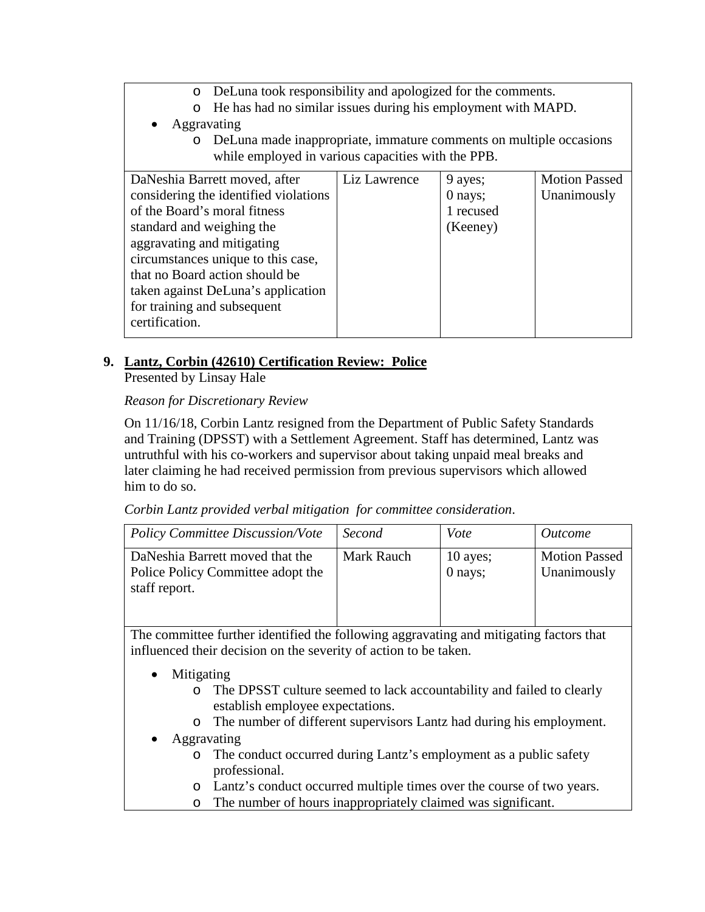- DeLuna took responsibility and apologized for the comments.
  - He has had no similar issues during his employment with MAPD.
- Aggravating
  - DeLuna made inappropriate, immature comments on multiple occasions while employed in various capacities with the PPB.

| | | | |
|---|---|---|---|
| DaNeshia Barrett moved, after considering the identified violations of the Board's moral fitness standard and weighing the aggravating and mitigating circumstances unique to this case, that no Board action should be taken against DeLuna's application for training and subsequent certification. | Liz Lawrence | 9 ayes; 0 nays; 1 recused (Keeney) | Motion Passed Unanimously |

**9. Lantz, Corbin (42610) Certification Review: Police**

Presented by Linsay Hale

*Reason for Discretionary Review*

On 11/16/18, Corbin Lantz resigned from the Department of Public Safety Standards and Training (DPSST) with a Settlement Agreement. Staff has determined, Lantz was untruthful with his co-workers and supervisor about taking unpaid meal breaks and later claiming he had received permission from previous supervisors which allowed him to do so.

*Corbin Lantz provided verbal mitigation for committee consideration*.

| *Policy Committee Discussion/Vote* | *Second* | *Vote* | *Outcome* |
|---|---|---|---|
| DaNeshia Barrett moved that the Police Policy Committee adopt the staff report. | Mark Rauch | 10 ayes; 0 nays; | Motion Passed Unanimously |

The committee further identified the following aggravating and mitigating factors that influenced their decision on the severity of action to be taken.

- Mitigating
  - The DPSST culture seemed to lack accountability and failed to clearly establish employee expectations.
  - The number of different supervisors Lantz had during his employment.
- Aggravating
  - The conduct occurred during Lantz's employment as a public safety professional.
  - Lantz's conduct occurred multiple times over the course of two years.
  - The number of hours inappropriately claimed was significant.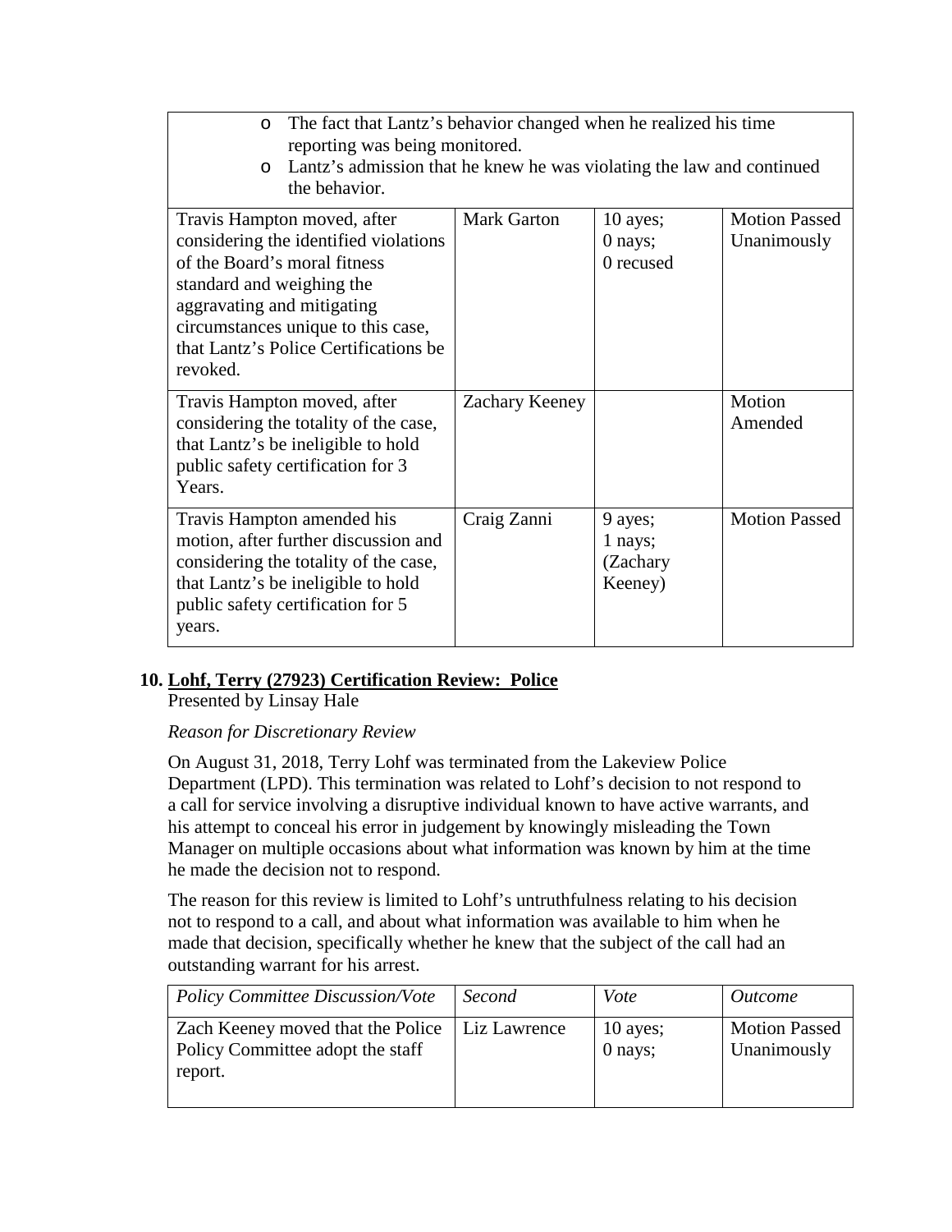| | | | |
|---|---|---|---|
| ○ The fact that Lantz's behavior changed when he realized his time reporting was being monitored.<br>○ Lantz's admission that he knew he was violating the law and continued the behavior. | | | |
| Travis Hampton moved, after considering the identified violations of the Board's moral fitness standard and weighing the aggravating and mitigating circumstances unique to this case, that Lantz's Police Certifications be revoked. | Mark Garton | 10 ayes; 0 nays; 0 recused | Motion Passed Unanimously |
| Travis Hampton moved, after considering the totality of the case, that Lantz's be ineligible to hold public safety certification for 3 Years. | Zachary Keeney | | Motion Amended |
| Travis Hampton amended his motion, after further discussion and considering the totality of the case, that Lantz's be ineligible to hold public safety certification for 5 years. | Craig Zanni | 9 ayes; 1 nays; (Zachary Keeney) | Motion Passed |

**10. <u>Lohf, Terry (27923) Certification Review: Police</u>**

Presented by Linsay Hale

*Reason for Discretionary Review*

On August 31, 2018, Terry Lohf was terminated from the Lakeview Police Department (LPD). This termination was related to Lohf's decision to not respond to a call for service involving a disruptive individual known to have active warrants, and his attempt to conceal his error in judgement by knowingly misleading the Town Manager on multiple occasions about what information was known by him at the time he made the decision not to respond.

The reason for this review is limited to Lohf's untruthfulness relating to his decision not to respond to a call, and about what information was available to him when he made that decision, specifically whether he knew that the subject of the call had an outstanding warrant for his arrest.

| *Policy Committee Discussion/Vote* | *Second* | *Vote* | *Outcome* |
|---|---|---|---|
| Zach Keeney moved that the Police Policy Committee adopt the staff report. | Liz Lawrence | 10 ayes; 0 nays; | Motion Passed Unanimously |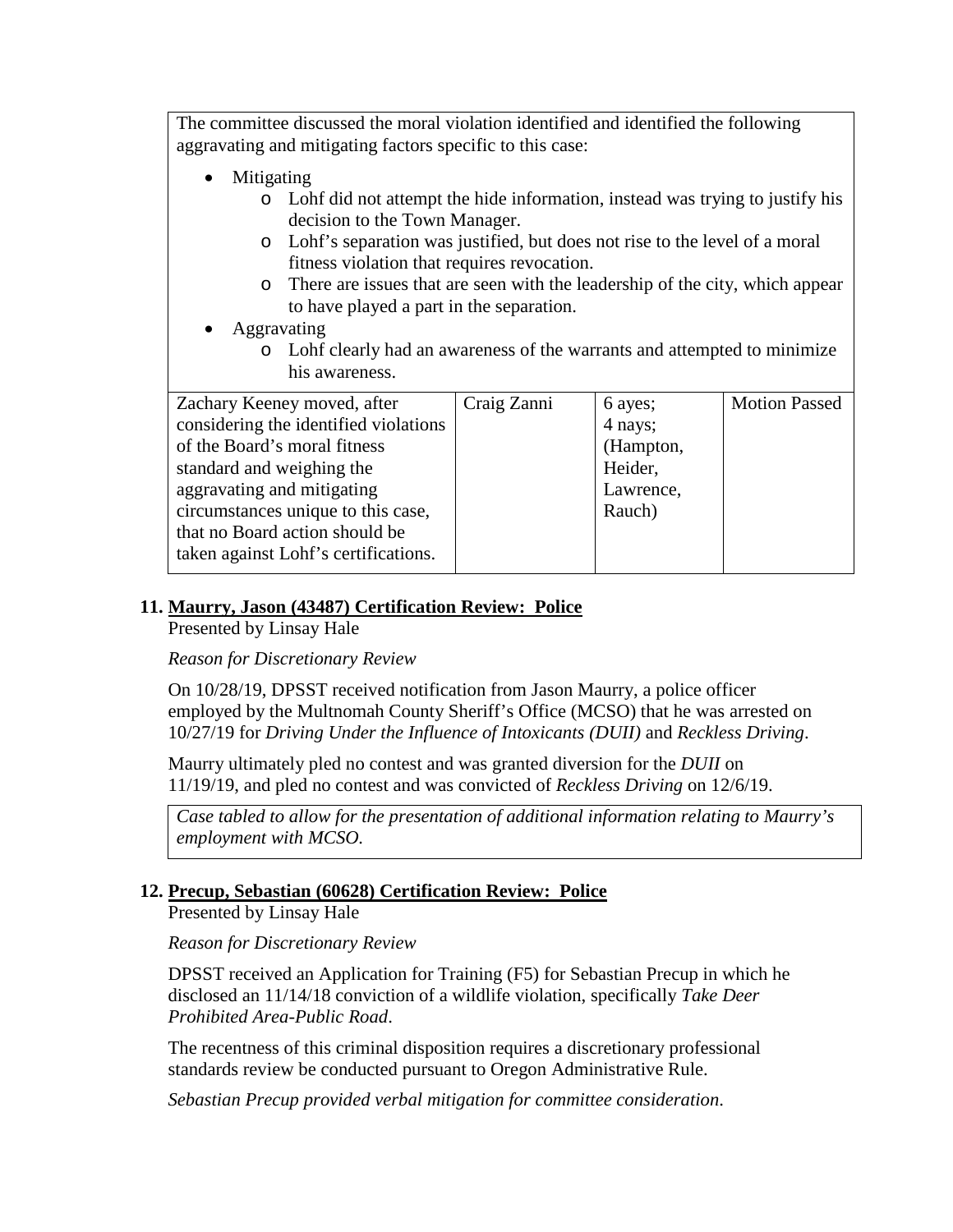The committee discussed the moral violation identified and identified the following aggravating and mitigating factors specific to this case:

- Mitigating
  - Lohf did not attempt the hide information, instead was trying to justify his decision to the Town Manager.
  - Lohf's separation was justified, but does not rise to the level of a moral fitness violation that requires revocation.
  - There are issues that are seen with the leadership of the city, which appear to have played a part in the separation.
- Aggravating
  - Lohf clearly had an awareness of the warrants and attempted to minimize his awareness.

| | | | |
|---|---|---|---|
| Zachary Keeney moved, after considering the identified violations of the Board's moral fitness standard and weighing the aggravating and mitigating circumstances unique to this case, that no Board action should be taken against Lohf's certifications. | Craig Zanni | 6 ayes; 4 nays; (Hampton, Heider, Lawrence, Rauch) | Motion Passed |

## 11. Maurry, Jason (43487) Certification Review: Police

Presented by Linsay Hale

*Reason for Discretionary Review*

On 10/28/19, DPSST received notification from Jason Maurry, a police officer employed by the Multnomah County Sheriff's Office (MCSO) that he was arrested on 10/27/19 for *Driving Under the Influence of Intoxicants (DUII)* and *Reckless Driving*.

Maurry ultimately pled no contest and was granted diversion for the *DUII* on 11/19/19, and pled no contest and was convicted of *Reckless Driving* on 12/6/19.

*Case tabled to allow for the presentation of additional information relating to Maurry's employment with MCSO.*

## 12. Precup, Sebastian (60628) Certification Review: Police

Presented by Linsay Hale

*Reason for Discretionary Review*

DPSST received an Application for Training (F5) for Sebastian Precup in which he disclosed an 11/14/18 conviction of a wildlife violation, specifically *Take Deer Prohibited Area-Public Road*.

The recentness of this criminal disposition requires a discretionary professional standards review be conducted pursuant to Oregon Administrative Rule.

*Sebastian Precup provided verbal mitigation for committee consideration.*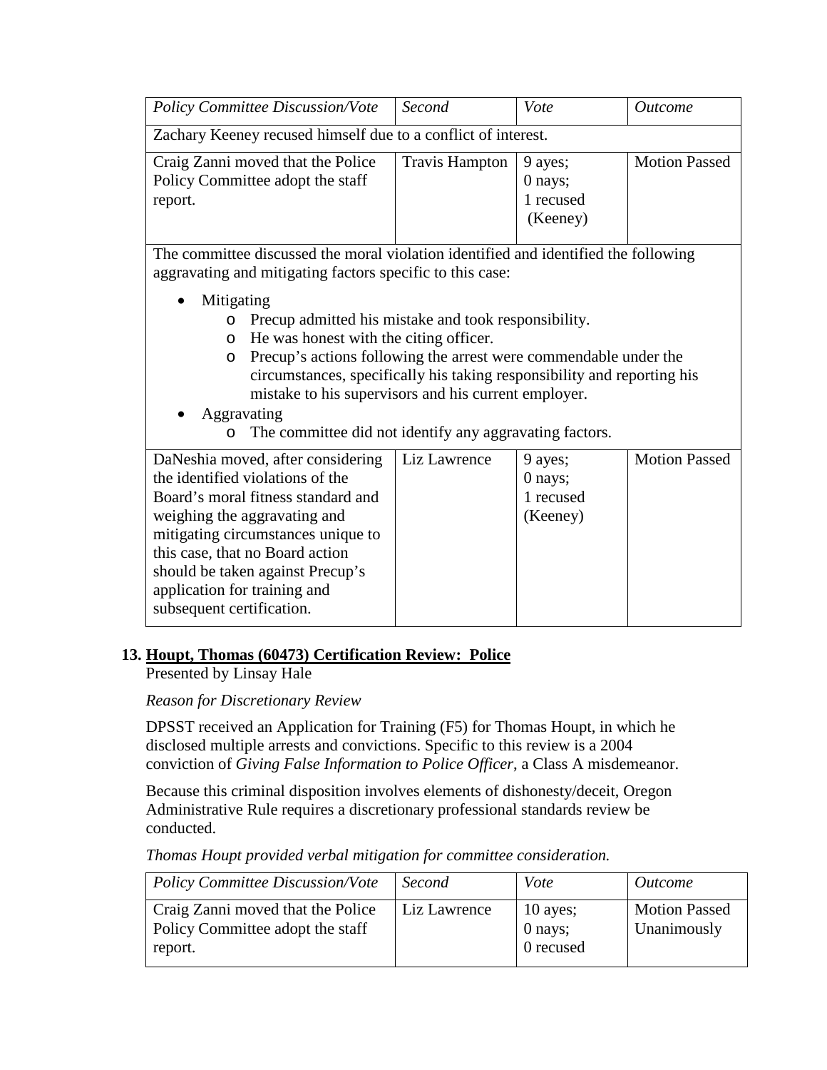| *Policy Committee Discussion/Vote* | *Second* | *Vote* | *Outcome* |
|---|---|---|---|
| Zachary Keeney recused himself due to a conflict of interest. | | | |
| Craig Zanni moved that the Police Policy Committee adopt the staff report. | Travis Hampton | 9 ayes; 0 nays; 1 recused (Keeney) | Motion Passed |
| The committee discussed the moral violation identified and identified the following aggravating and mitigating factors specific to this case:<br>• Mitigating<br>o Precup admitted his mistake and took responsibility.<br>o He was honest with the citing officer.<br>o Precup's actions following the arrest were commendable under the circumstances, specifically his taking responsibility and reporting his mistake to his supervisors and his current employer.<br>• Aggravating<br>o The committee did not identify any aggravating factors. | | | |
| DaNeshia moved, after considering the identified violations of the Board's moral fitness standard and weighing the aggravating and mitigating circumstances unique to this case, that no Board action should be taken against Precup's application for training and subsequent certification. | Liz Lawrence | 9 ayes; 0 nays; 1 recused (Keeney) | Motion Passed |

## 13. <u>Houpt, Thomas (60473) Certification Review: Police</u>

Presented by Linsay Hale

*Reason for Discretionary Review*

DPSST received an Application for Training (F5) for Thomas Houpt, in which he disclosed multiple arrests and convictions. Specific to this review is a 2004 conviction of *Giving False Information to Police Officer*, a Class A misdemeanor.

Because this criminal disposition involves elements of dishonesty/deceit, Oregon Administrative Rule requires a discretionary professional standards review be conducted.

*Thomas Houpt provided verbal mitigation for committee consideration.*

| *Policy Committee Discussion/Vote* | *Second* | *Vote* | *Outcome* |
|---|---|---|---|
| Craig Zanni moved that the Police Policy Committee adopt the staff report. | Liz Lawrence | 10 ayes; 0 nays; 0 recused | Motion Passed Unanimously |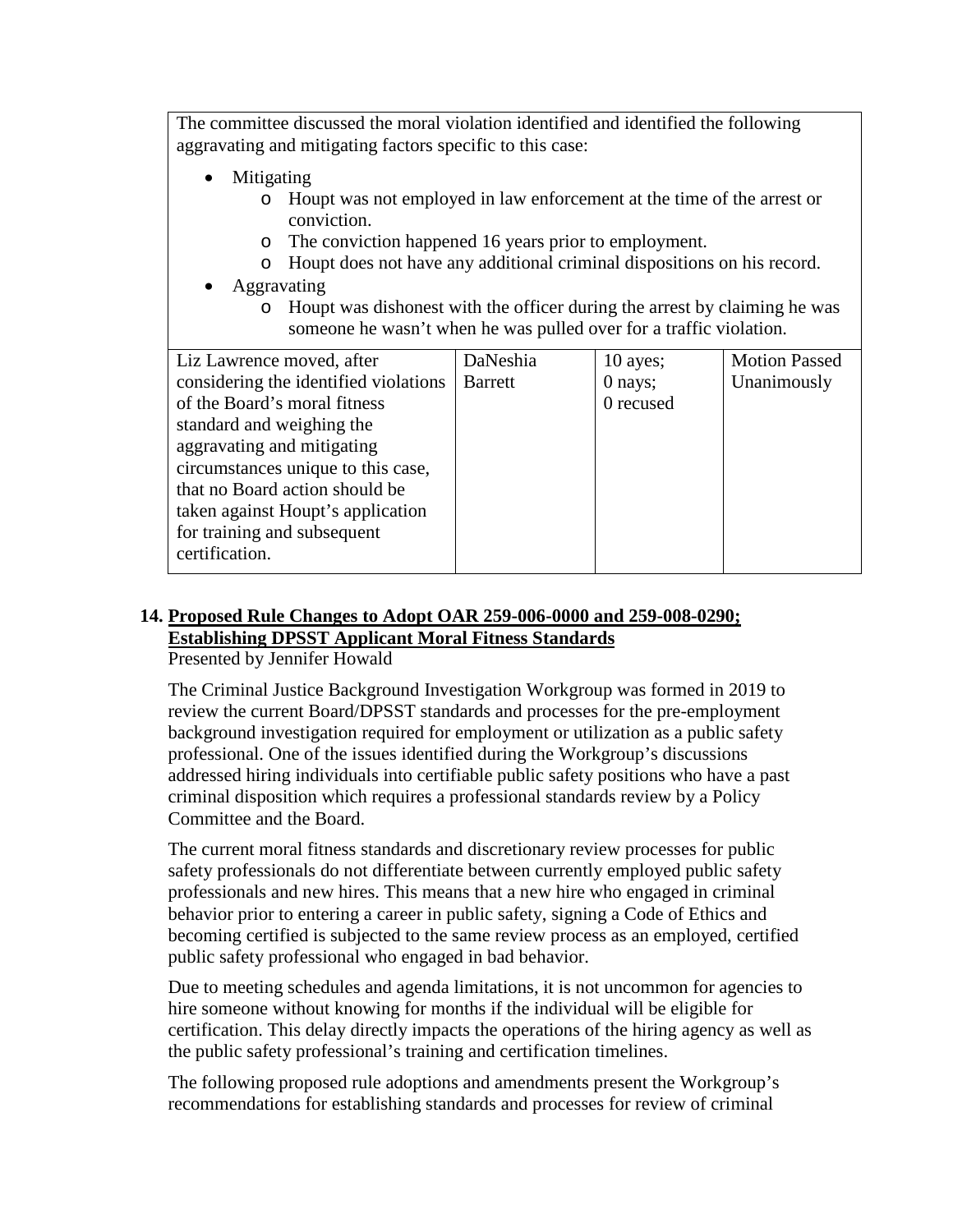| The committee discussed the moral violation identified and identified the following aggravating and mitigating factors specific to this case:<br><br>- Mitigating<br>  - Houpt was not employed in law enforcement at the time of the arrest or conviction.<br>  - The conviction happened 16 years prior to employment.<br>  - Houpt does not have any additional criminal dispositions on his record.<br>- Aggravating<br>  - Houpt was dishonest with the officer during the arrest by claiming he was someone he wasn't when he was pulled over for a traffic violation. | | | |
|---|---|---|---|
| Liz Lawrence moved, after considering the identified violations of the Board's moral fitness standard and weighing the aggravating and mitigating circumstances unique to this case, that no Board action should be taken against Houpt's application for training and subsequent certification. | DaNeshia Barrett | 10 ayes;<br>0 nays;<br>0 recused | Motion Passed Unanimously |

## 14. Proposed Rule Changes to Adopt OAR 259-006-0000 and 259-008-0290; Establishing DPSST Applicant Moral Fitness Standards

Presented by Jennifer Howald

The Criminal Justice Background Investigation Workgroup was formed in 2019 to review the current Board/DPSST standards and processes for the pre-employment background investigation required for employment or utilization as a public safety professional. One of the issues identified during the Workgroup's discussions addressed hiring individuals into certifiable public safety positions who have a past criminal disposition which requires a professional standards review by a Policy Committee and the Board.

The current moral fitness standards and discretionary review processes for public safety professionals do not differentiate between currently employed public safety professionals and new hires. This means that a new hire who engaged in criminal behavior prior to entering a career in public safety, signing a Code of Ethics and becoming certified is subjected to the same review process as an employed, certified public safety professional who engaged in bad behavior.

Due to meeting schedules and agenda limitations, it is not uncommon for agencies to hire someone without knowing for months if the individual will be eligible for certification. This delay directly impacts the operations of the hiring agency as well as the public safety professional's training and certification timelines.

The following proposed rule adoptions and amendments present the Workgroup's recommendations for establishing standards and processes for review of criminal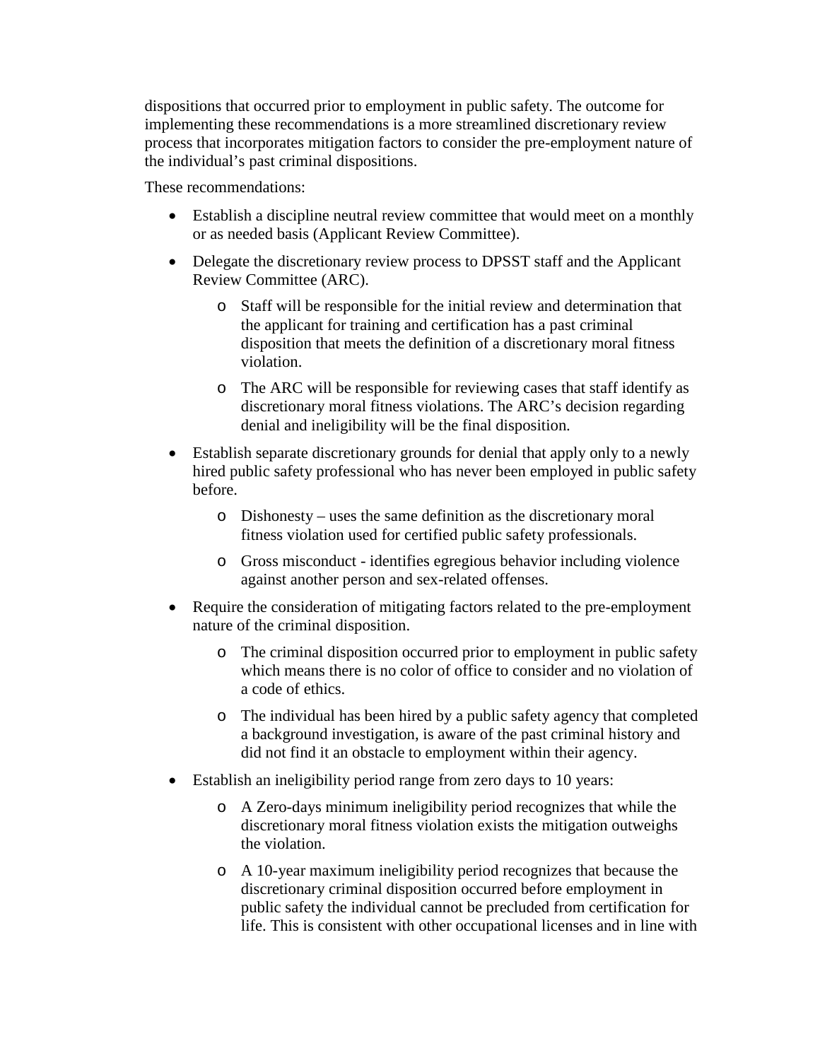dispositions that occurred prior to employment in public safety. The outcome for implementing these recommendations is a more streamlined discretionary review process that incorporates mitigation factors to consider the pre-employment nature of the individual's past criminal dispositions.

These recommendations:

- Establish a discipline neutral review committee that would meet on a monthly or as needed basis (Applicant Review Committee).
- Delegate the discretionary review process to DPSST staff and the Applicant Review Committee (ARC).
    - Staff will be responsible for the initial review and determination that the applicant for training and certification has a past criminal disposition that meets the definition of a discretionary moral fitness violation.
    - The ARC will be responsible for reviewing cases that staff identify as discretionary moral fitness violations. The ARC's decision regarding denial and ineligibility will be the final disposition.
- Establish separate discretionary grounds for denial that apply only to a newly hired public safety professional who has never been employed in public safety before.
    - Dishonesty – uses the same definition as the discretionary moral fitness violation used for certified public safety professionals.
    - Gross misconduct - identifies egregious behavior including violence against another person and sex-related offenses.
- Require the consideration of mitigating factors related to the pre-employment nature of the criminal disposition.
    - The criminal disposition occurred prior to employment in public safety which means there is no color of office to consider and no violation of a code of ethics.
    - The individual has been hired by a public safety agency that completed a background investigation, is aware of the past criminal history and did not find it an obstacle to employment within their agency.
- Establish an ineligibility period range from zero days to 10 years:
    - A Zero-days minimum ineligibility period recognizes that while the discretionary moral fitness violation exists the mitigation outweighs the violation.
    - A 10-year maximum ineligibility period recognizes that because the discretionary criminal disposition occurred before employment in public safety the individual cannot be precluded from certification for life. This is consistent with other occupational licenses and in line with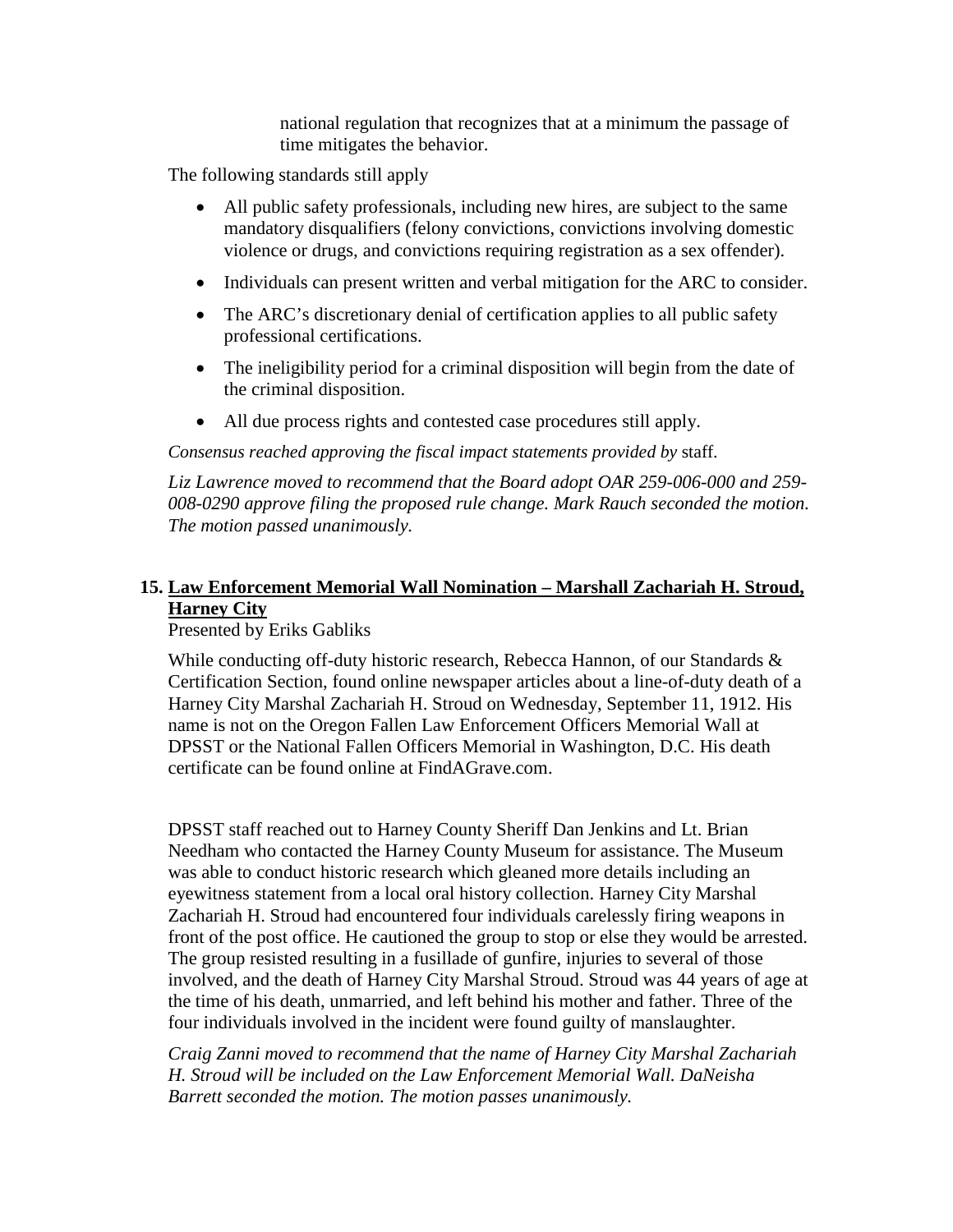national regulation that recognizes that at a minimum the passage of time mitigates the behavior.

The following standards still apply

- All public safety professionals, including new hires, are subject to the same mandatory disqualifiers (felony convictions, convictions involving domestic violence or drugs, and convictions requiring registration as a sex offender).
- Individuals can present written and verbal mitigation for the ARC to consider.
- The ARC's discretionary denial of certification applies to all public safety professional certifications.
- The ineligibility period for a criminal disposition will begin from the date of the criminal disposition.
- All due process rights and contested case procedures still apply.

*Consensus reached approving the fiscal impact statements provided by* staff.

*Liz Lawrence moved to recommend that the Board adopt OAR 259-006-000 and 259-008-0290 approve filing the proposed rule change. Mark Rauch seconded the motion. The motion passed unanimously.*

## 15. Law Enforcement Memorial Wall Nomination – Marshall Zachariah H. Stroud, Harney City

Presented by Eriks Gabliks

While conducting off-duty historic research, Rebecca Hannon, of our Standards & Certification Section, found online newspaper articles about a line-of-duty death of a Harney City Marshal Zachariah H. Stroud on Wednesday, September 11, 1912. His name is not on the Oregon Fallen Law Enforcement Officers Memorial Wall at DPSST or the National Fallen Officers Memorial in Washington, D.C. His death certificate can be found online at FindAGrave.com.

DPSST staff reached out to Harney County Sheriff Dan Jenkins and Lt. Brian Needham who contacted the Harney County Museum for assistance. The Museum was able to conduct historic research which gleaned more details including an eyewitness statement from a local oral history collection. Harney City Marshal Zachariah H. Stroud had encountered four individuals carelessly firing weapons in front of the post office. He cautioned the group to stop or else they would be arrested. The group resisted resulting in a fusillade of gunfire, injuries to several of those involved, and the death of Harney City Marshal Stroud. Stroud was 44 years of age at the time of his death, unmarried, and left behind his mother and father. Three of the four individuals involved in the incident were found guilty of manslaughter.

*Craig Zanni moved to recommend that the name of Harney City Marshal Zachariah H. Stroud will be included on the Law Enforcement Memorial Wall. DaNeisha Barrett seconded the motion. The motion passes unanimously.*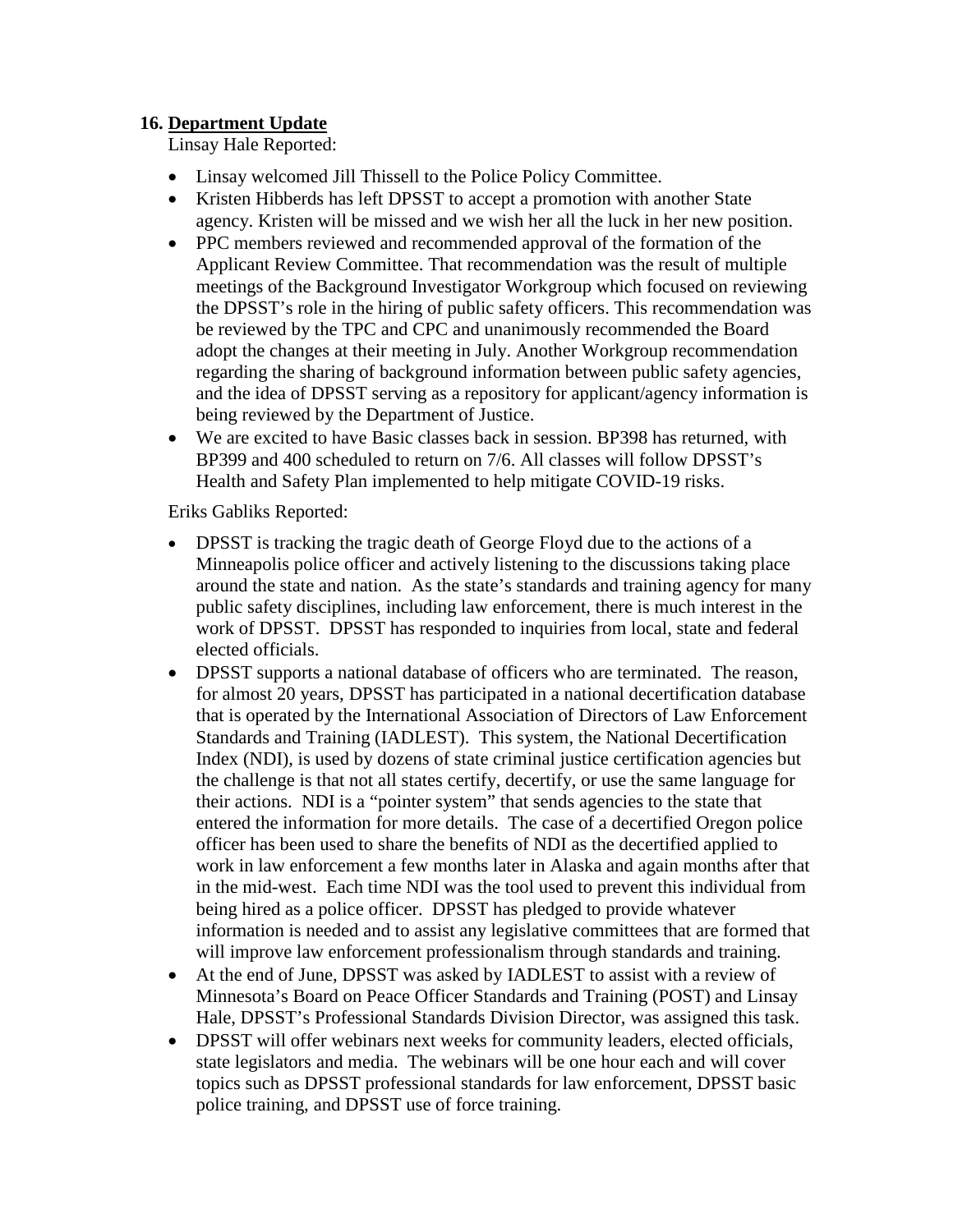## 16. Department Update

Linsay Hale Reported:

- Linsay welcomed Jill Thissell to the Police Policy Committee.
- Kristen Hibberds has left DPSST to accept a promotion with another State agency. Kristen will be missed and we wish her all the luck in her new position.
- PPC members reviewed and recommended approval of the formation of the Applicant Review Committee. That recommendation was the result of multiple meetings of the Background Investigator Workgroup which focused on reviewing the DPSST's role in the hiring of public safety officers. This recommendation was be reviewed by the TPC and CPC and unanimously recommended the Board adopt the changes at their meeting in July. Another Workgroup recommendation regarding the sharing of background information between public safety agencies, and the idea of DPSST serving as a repository for applicant/agency information is being reviewed by the Department of Justice.
- We are excited to have Basic classes back in session. BP398 has returned, with BP399 and 400 scheduled to return on 7/6. All classes will follow DPSST's Health and Safety Plan implemented to help mitigate COVID-19 risks.

Eriks Gabliks Reported:

- DPSST is tracking the tragic death of George Floyd due to the actions of a Minneapolis police officer and actively listening to the discussions taking place around the state and nation. As the state's standards and training agency for many public safety disciplines, including law enforcement, there is much interest in the work of DPSST. DPSST has responded to inquiries from local, state and federal elected officials.
- DPSST supports a national database of officers who are terminated. The reason, for almost 20 years, DPSST has participated in a national decertification database that is operated by the International Association of Directors of Law Enforcement Standards and Training (IADLEST). This system, the National Decertification Index (NDI), is used by dozens of state criminal justice certification agencies but the challenge is that not all states certify, decertify, or use the same language for their actions. NDI is a "pointer system" that sends agencies to the state that entered the information for more details. The case of a decertified Oregon police officer has been used to share the benefits of NDI as the decertified applied to work in law enforcement a few months later in Alaska and again months after that in the mid-west. Each time NDI was the tool used to prevent this individual from being hired as a police officer. DPSST has pledged to provide whatever information is needed and to assist any legislative committees that are formed that will improve law enforcement professionalism through standards and training.
- At the end of June, DPSST was asked by IADLEST to assist with a review of Minnesota's Board on Peace Officer Standards and Training (POST) and Linsay Hale, DPSST's Professional Standards Division Director, was assigned this task.
- DPSST will offer webinars next weeks for community leaders, elected officials, state legislators and media. The webinars will be one hour each and will cover topics such as DPSST professional standards for law enforcement, DPSST basic police training, and DPSST use of force training.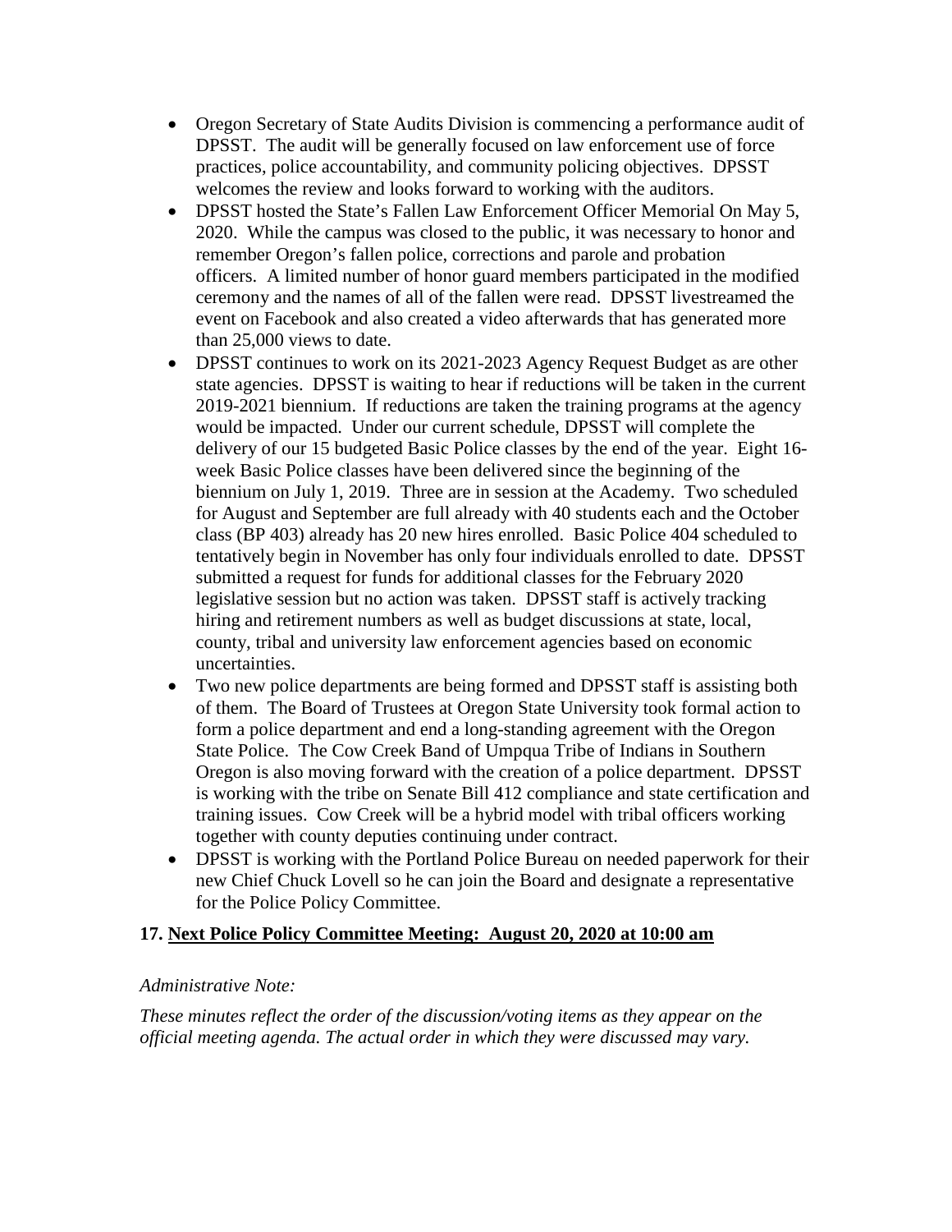- Oregon Secretary of State Audits Division is commencing a performance audit of DPSST. The audit will be generally focused on law enforcement use of force practices, police accountability, and community policing objectives. DPSST welcomes the review and looks forward to working with the auditors.
- DPSST hosted the State's Fallen Law Enforcement Officer Memorial On May 5, 2020. While the campus was closed to the public, it was necessary to honor and remember Oregon's fallen police, corrections and parole and probation officers. A limited number of honor guard members participated in the modified ceremony and the names of all of the fallen were read. DPSST livestreamed the event on Facebook and also created a video afterwards that has generated more than 25,000 views to date.
- DPSST continues to work on its 2021-2023 Agency Request Budget as are other state agencies. DPSST is waiting to hear if reductions will be taken in the current 2019-2021 biennium. If reductions are taken the training programs at the agency would be impacted. Under our current schedule, DPSST will complete the delivery of our 15 budgeted Basic Police classes by the end of the year. Eight 16-week Basic Police classes have been delivered since the beginning of the biennium on July 1, 2019. Three are in session at the Academy. Two scheduled for August and September are full already with 40 students each and the October class (BP 403) already has 20 new hires enrolled. Basic Police 404 scheduled to tentatively begin in November has only four individuals enrolled to date. DPSST submitted a request for funds for additional classes for the February 2020 legislative session but no action was taken. DPSST staff is actively tracking hiring and retirement numbers as well as budget discussions at state, local, county, tribal and university law enforcement agencies based on economic uncertainties.
- Two new police departments are being formed and DPSST staff is assisting both of them. The Board of Trustees at Oregon State University took formal action to form a police department and end a long-standing agreement with the Oregon State Police. The Cow Creek Band of Umpqua Tribe of Indians in Southern Oregon is also moving forward with the creation of a police department. DPSST is working with the tribe on Senate Bill 412 compliance and state certification and training issues. Cow Creek will be a hybrid model with tribal officers working together with county deputies continuing under contract.
- DPSST is working with the Portland Police Bureau on needed paperwork for their new Chief Chuck Lovell so he can join the Board and designate a representative for the Police Policy Committee.

## 17. Next Police Policy Committee Meeting: August 20, 2020 at 10:00 am

*Administrative Note:*

*These minutes reflect the order of the discussion/voting items as they appear on the official meeting agenda. The actual order in which they were discussed may vary.*